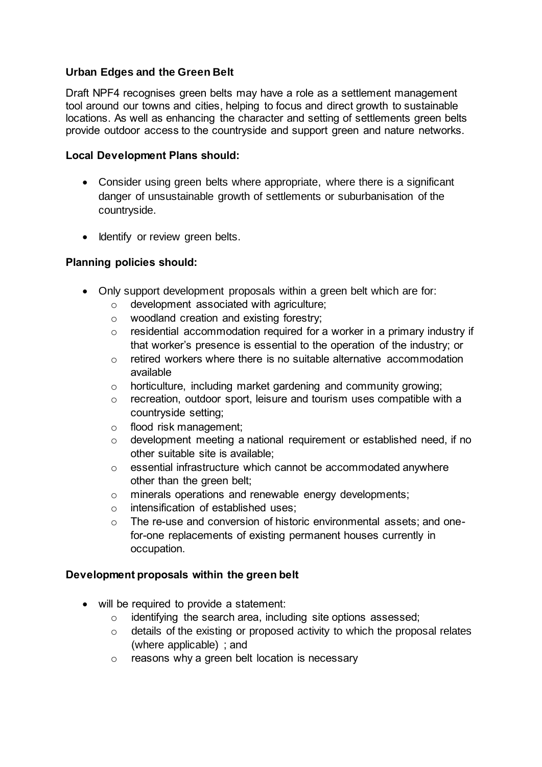### Urban Edges and the Green Belt

Draft NPF4 recognises green belts may have a role as a settlement management tool around our towns and cities, helping to focus and direct growth to sustainable locations. As well as enhancing the character and setting of settlements green belts provide outdoor access to the countryside and support green and nature networks.

**Local Development Plans should:**

- Consider using green belts where appropriate, where there is a significant danger of unsustainable growth of settlements or suburbanisation of the countryside.
- Identify or review green belts.

**Planning policies should:**

- Only support development proposals within a green belt which are for:
  - development associated with agriculture;
  - woodland creation and existing forestry;
  - residential accommodation required for a worker in a primary industry if that worker's presence is essential to the operation of the industry; or
  - retired workers where there is no suitable alternative accommodation available
  - horticulture, including market gardening and community growing;
  - recreation, outdoor sport, leisure and tourism uses compatible with a countryside setting;
  - flood risk management;
  - development meeting a national requirement or established need, if no other suitable site is available;
  - essential infrastructure which cannot be accommodated anywhere other than the green belt;
  - minerals operations and renewable energy developments;
  - intensification of established uses;
  - The re-use and conversion of historic environmental assets; and one-for-one replacements of existing permanent houses currently in occupation.

**Development proposals within the green belt**

- will be required to provide a statement:
  - identifying the search area, including site options assessed;
  - details of the existing or proposed activity to which the proposal relates (where applicable) ; and
  - reasons why a green belt location is necessary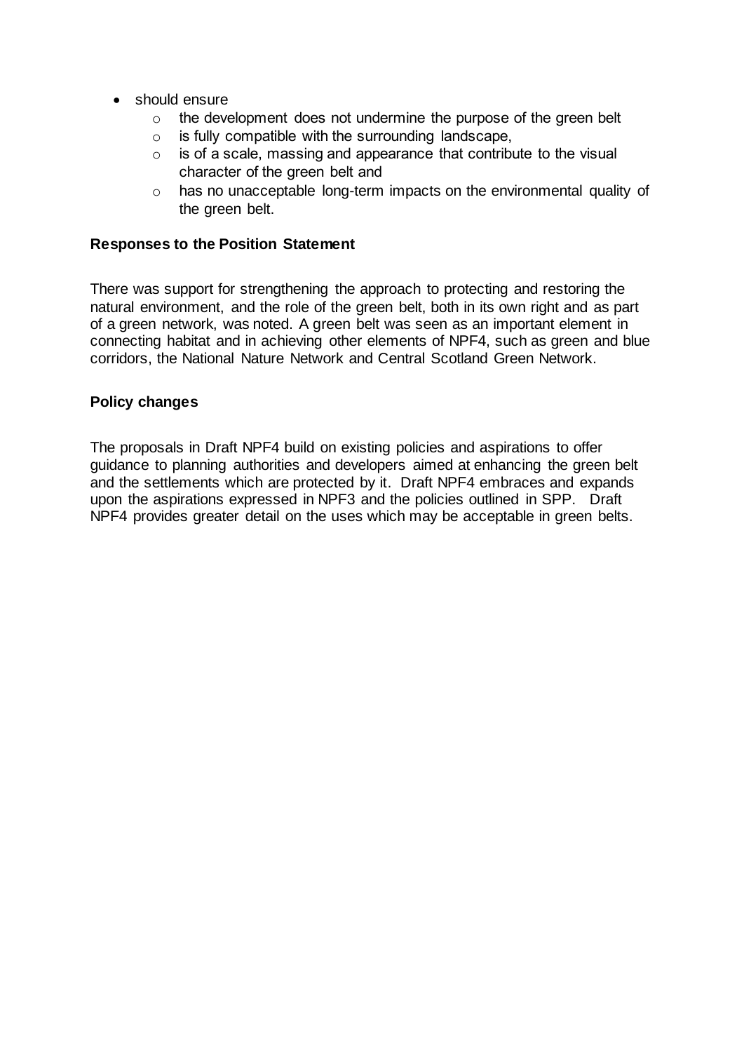- should ensure
  - the development does not undermine the purpose of the green belt
  - is fully compatible with the surrounding landscape,
  - is of a scale, massing and appearance that contribute to the visual character of the green belt and
  - has no unacceptable long-term impacts on the environmental quality of the green belt.

**Responses to the Position Statement**

There was support for strengthening the approach to protecting and restoring the natural environment, and the role of the green belt, both in its own right and as part of a green network, was noted. A green belt was seen as an important element in connecting habitat and in achieving other elements of NPF4, such as green and blue corridors, the National Nature Network and Central Scotland Green Network.

**Policy changes**

The proposals in Draft NPF4 build on existing policies and aspirations to offer guidance to planning authorities and developers aimed at enhancing the green belt and the settlements which are protected by it. Draft NPF4 embraces and expands upon the aspirations expressed in NPF3 and the policies outlined in SPP. Draft NPF4 provides greater detail on the uses which may be acceptable in green belts.